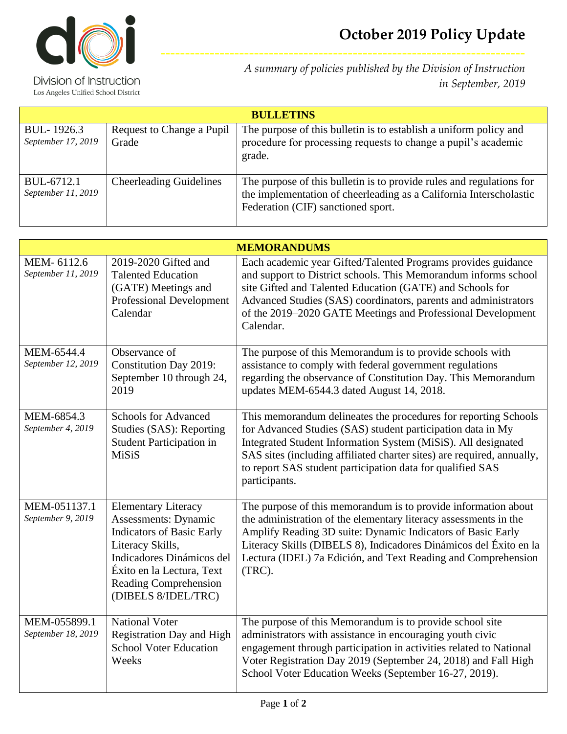Division of Instruction
Los Angeles Unified School District

# October 2019 Policy Update

*A summary of policies published by the Division of Instruction in September, 2019*

| BULLETINS | | |
|---|---|---|
| BUL- 1926.3<br>*September 17, 2019* | Request to Change a Pupil Grade | The purpose of this bulletin is to establish a uniform policy and procedure for processing requests to change a pupil's academic grade. |
| BUL-6712.1<br>*September 11, 2019* | Cheerleading Guidelines | The purpose of this bulletin is to provide rules and regulations for the implementation of cheerleading as a California Interscholastic Federation (CIF) sanctioned sport. |

| MEMORANDUMS | | |
|---|---|---|
| MEM- 6112.6<br>*September 11, 2019* | 2019-2020 Gifted and Talented Education (GATE) Meetings and Professional Development Calendar | Each academic year Gifted/Talented Programs provides guidance and support to District schools. This Memorandum informs school site Gifted and Talented Education (GATE) and Schools for Advanced Studies (SAS) coordinators, parents and administrators of the 2019–2020 GATE Meetings and Professional Development Calendar. |
| MEM-6544.4<br>*September 12, 2019* | Observance of Constitution Day 2019: September 10 through 24, 2019 | The purpose of this Memorandum is to provide schools with assistance to comply with federal government regulations regarding the observance of Constitution Day. This Memorandum updates MEM-6544.3 dated August 14, 2018. |
| MEM-6854.3<br>*September 4, 2019* | Schools for Advanced Studies (SAS): Reporting Student Participation in MiSiS | This memorandum delineates the procedures for reporting Schools for Advanced Studies (SAS) student participation data in My Integrated Student Information System (MiSiS). All designated SAS sites (including affiliated charter sites) are required, annually, to report SAS student participation data for qualified SAS participants. |
| MEM-051137.1<br>*September 9, 2019* | Elementary Literacy Assessments: Dynamic Indicators of Basic Early Literacy Skills, Indicadores Dinámicos del Éxito en la Lectura, Text Reading Comprehension (DIBELS 8/IDEL/TRC) | The purpose of this memorandum is to provide information about the administration of the elementary literacy assessments in the Amplify Reading 3D suite: Dynamic Indicators of Basic Early Literacy Skills (DIBELS 8), Indicadores Dinámicos del Éxito en la Lectura (IDEL) 7a Edición, and Text Reading and Comprehension (TRC). |
| MEM-055899.1<br>*September 18, 2019* | National Voter Registration Day and High School Voter Education Weeks | The purpose of this Memorandum is to provide school site administrators with assistance in encouraging youth civic engagement through participation in activities related to National Voter Registration Day 2019 (September 24, 2018) and Fall High School Voter Education Weeks (September 16-27, 2019). |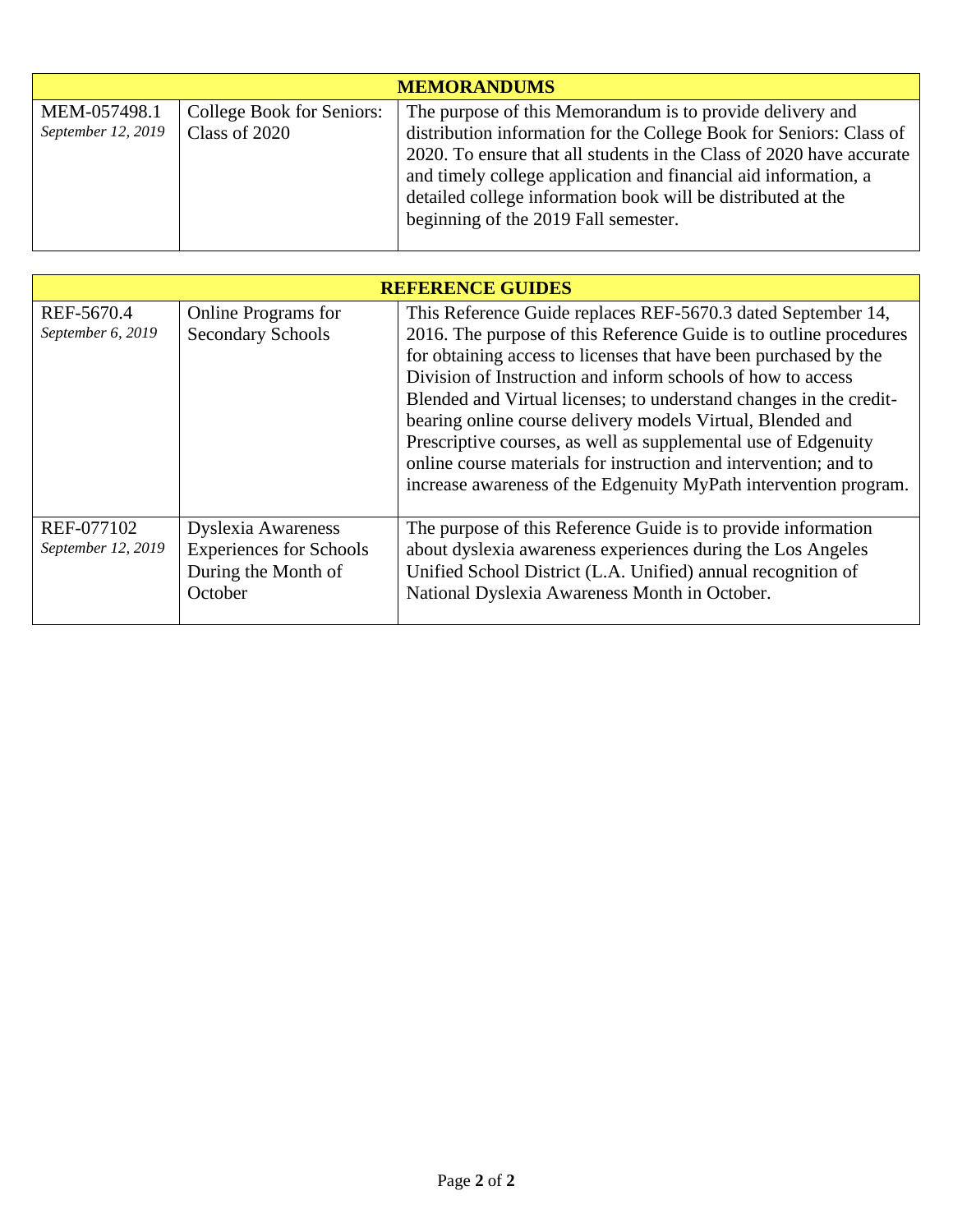| MEMORANDUMS | | |
|---|---|---|
| MEM-057498.1 *September 12, 2019* | College Book for Seniors: Class of 2020 | The purpose of this Memorandum is to provide delivery and distribution information for the College Book for Seniors: Class of 2020. To ensure that all students in the Class of 2020 have accurate and timely college application and financial aid information, a detailed college information book will be distributed at the beginning of the 2019 Fall semester. |

| REFERENCE GUIDES | | |
|---|---|---|
| REF-5670.4 *September 6, 2019* | Online Programs for Secondary Schools | This Reference Guide replaces REF-5670.3 dated September 14, 2016. The purpose of this Reference Guide is to outline procedures for obtaining access to licenses that have been purchased by the Division of Instruction and inform schools of how to access Blended and Virtual licenses; to understand changes in the credit-bearing online course delivery models Virtual, Blended and Prescriptive courses, as well as supplemental use of Edgenuity online course materials for instruction and intervention; and to increase awareness of the Edgenuity MyPath intervention program. |
| REF-077102 *September 12, 2019* | Dyslexia Awareness Experiences for Schools During the Month of October | The purpose of this Reference Guide is to provide information about dyslexia awareness experiences during the Los Angeles Unified School District (L.A. Unified) annual recognition of National Dyslexia Awareness Month in October. |